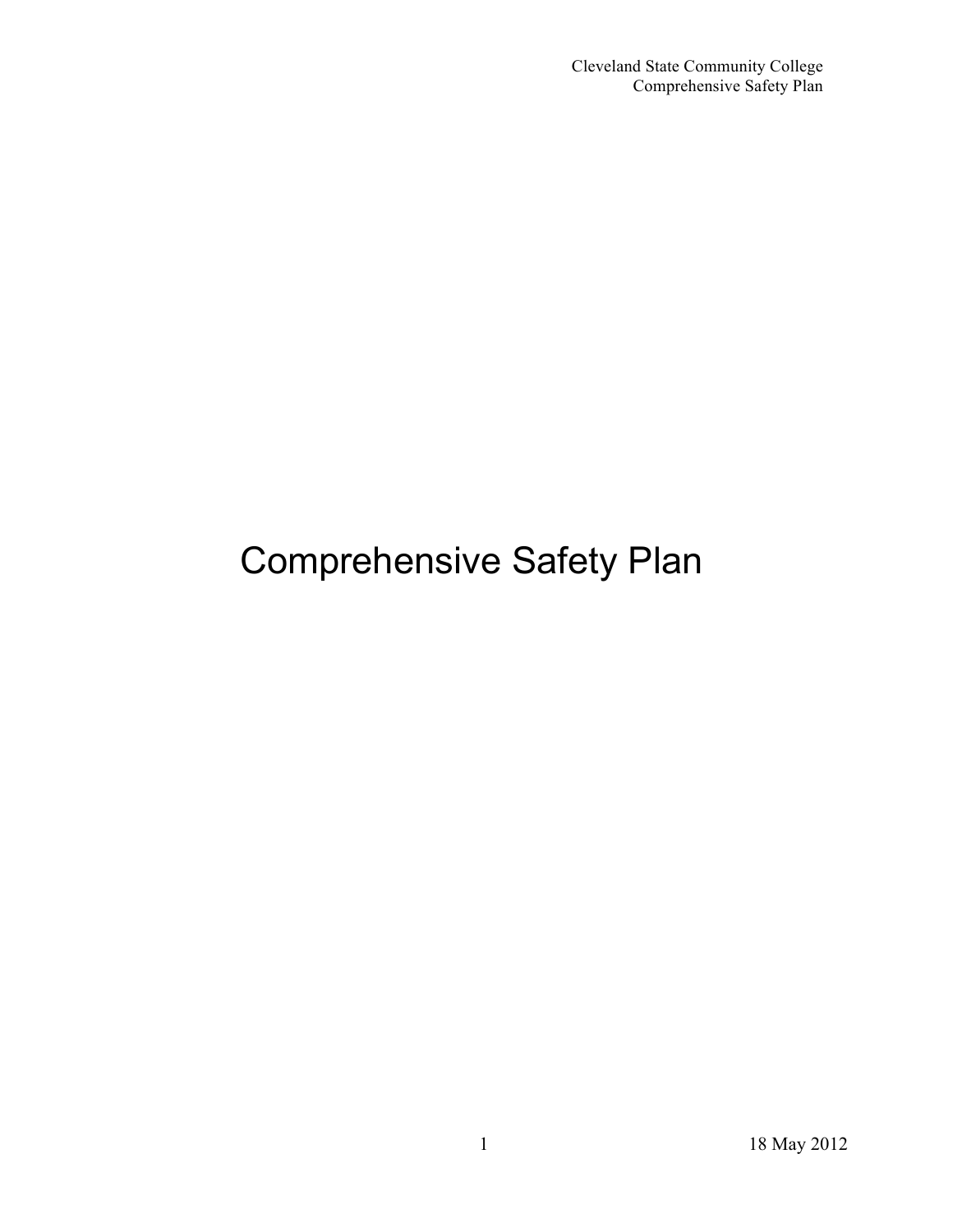# Comprehensive Safety Plan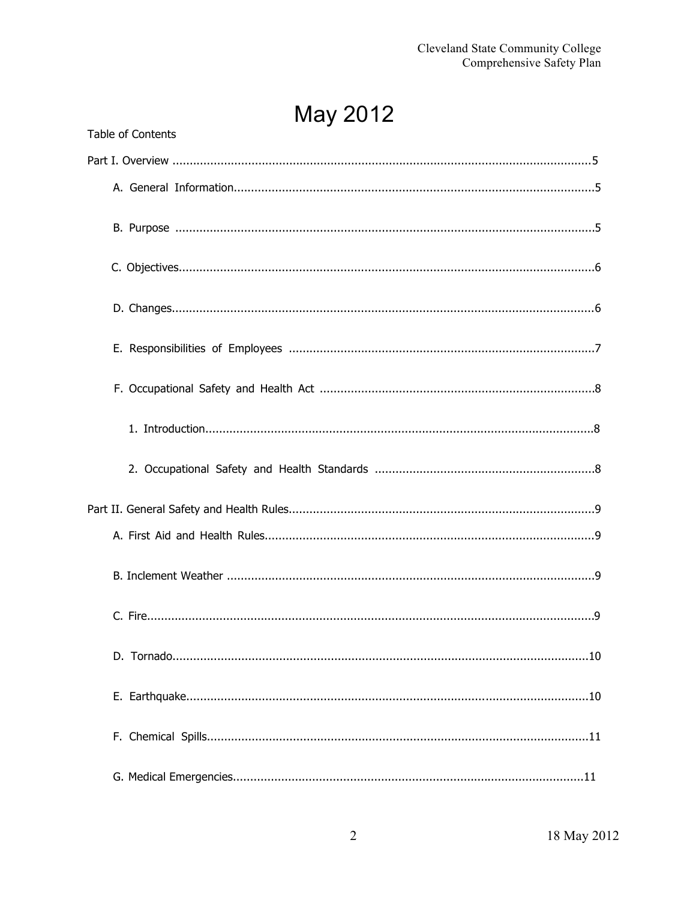# May 2012

Table of Contents

Part I. Overview ....................................................................................................................5

A. General Information........................................................................................................5

B. Purpose ........................................................................................................................5

C. Objectives......................................................................................................................6

D. Changes.........................................................................................................................6

E. Responsibilities of Employees ........................................................................................7

F. Occupational Safety and Health Act ................................................................................8

1. Introduction................................................................................................................8

2. Occupational Safety and Health Standards ...............................................................8

Part II. General Safety and Health Rules..............................................................................9

A. First Aid and Health Rules...............................................................................................9

B. Inclement Weather ..........................................................................................................9

C. Fire.................................................................................................................................9

D. Tornado........................................................................................................................10

E. Earthquake....................................................................................................................10

F. Chemical Spills..............................................................................................................11

G. Medical Emergencies.....................................................................................................11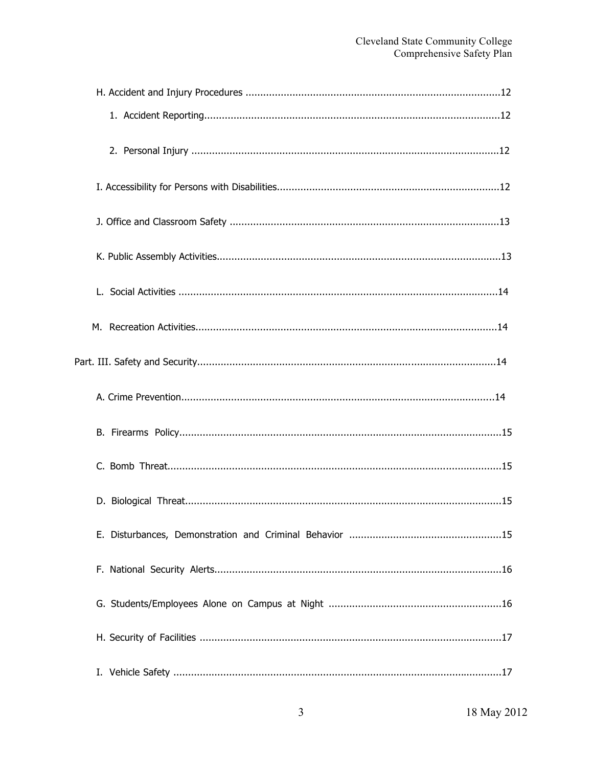H. Accident and Injury Procedures ....................................................................................12

1. Accident Reporting....................................................................................................12

2. Personal Injury ........................................................................................................12

I. Accessibility for Persons with Disabilities..........................................................................12

J. Office and Classroom Safety ...........................................................................................13

K. Public Assembly Activities................................................................................................13

L. Social Activities ............................................................................................................14

M. Recreation Activities......................................................................................................14

Part. III. Safety and Security.....................................................................................................14

A. Crime Prevention..........................................................................................................14

B. Firearms Policy.............................................................................................................15

C. Bomb Threat.................................................................................................................15

D. Biological Threat...........................................................................................................15

E. Disturbances, Demonstration and Criminal Behavior ....................................................15

F. National Security Alerts.................................................................................................16

G. Students/Employees Alone on Campus at Night ...........................................................16

H. Security of Facilities ......................................................................................................17

I. Vehicle Safety ...............................................................................................................17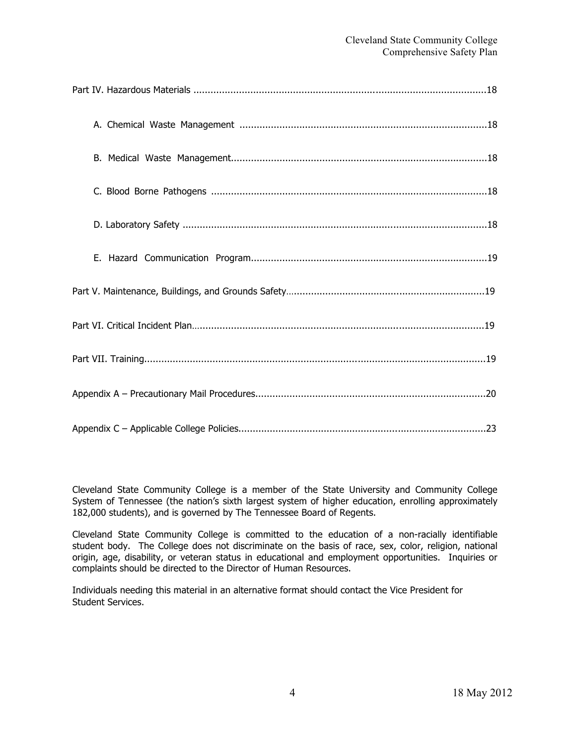Part IV. Hazardous Materials ....................................................................................................18

A. Chemical Waste Management ......................................................................................18

B. Medical Waste Management.........................................................................................18

C. Blood Borne Pathogens ................................................................................................18

D. Laboratory Safety ..........................................................................................................18

E. Hazard Communication Program..................................................................................19

Part V. Maintenance, Buildings, and Grounds Safety.....................................................................19

Part VI. Critical Incident Plan......................................................................................................19

Part VII. Training.......................................................................................................................19

Appendix A – Precautionary Mail Procedures................................................................................20

Appendix C – Applicable College Policies......................................................................................23

Cleveland State Community College is a member of the State University and Community College System of Tennessee (the nation's sixth largest system of higher education, enrolling approximately 182,000 students), and is governed by The Tennessee Board of Regents.

Cleveland State Community College is committed to the education of a non-racially identifiable student body. The College does not discriminate on the basis of race, sex, color, religion, national origin, age, disability, or veteran status in educational and employment opportunities. Inquiries or complaints should be directed to the Director of Human Resources.

Individuals needing this material in an alternative format should contact the Vice President for Student Services.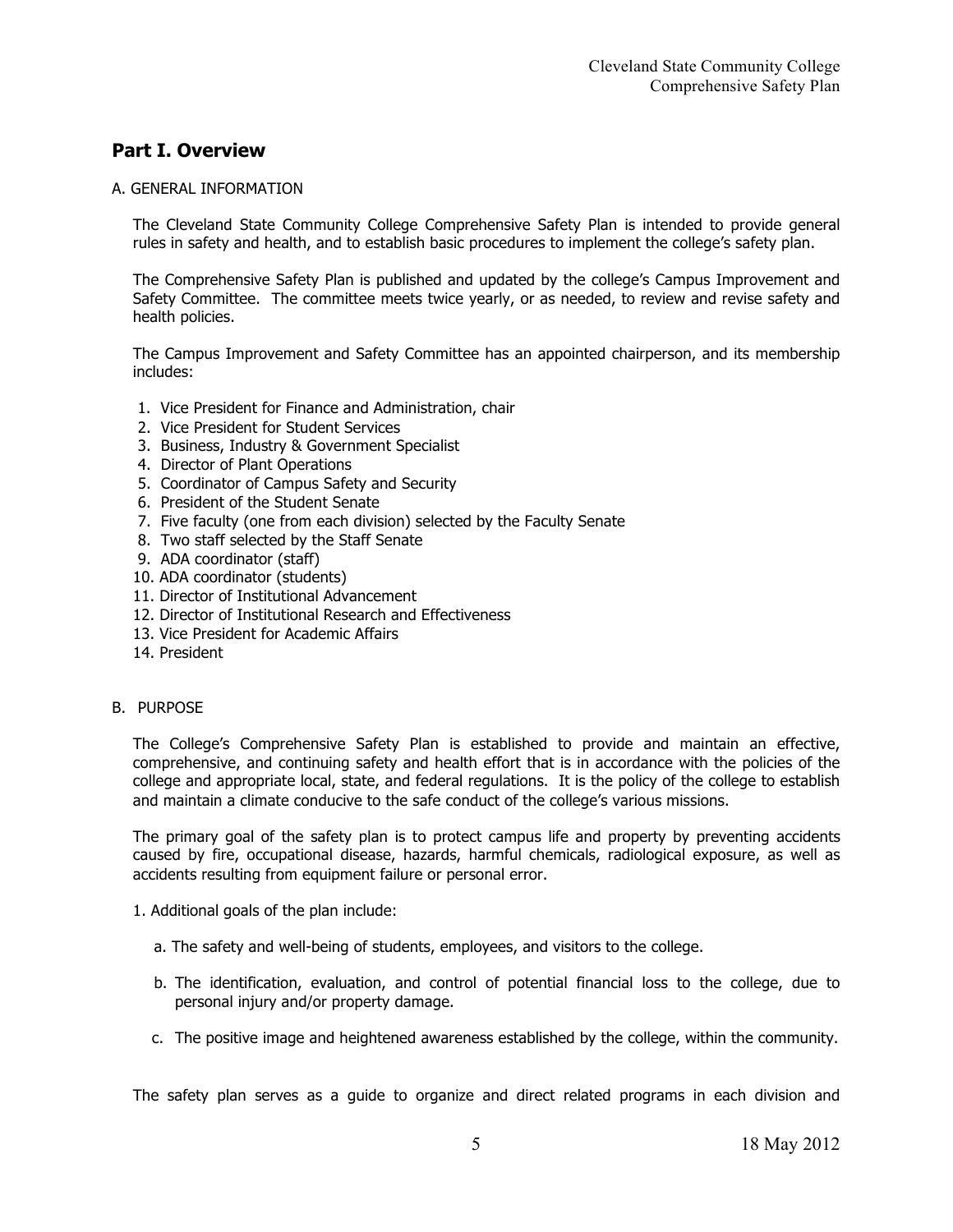## Part I. Overview

A. GENERAL INFORMATION

The Cleveland State Community College Comprehensive Safety Plan is intended to provide general rules in safety and health, and to establish basic procedures to implement the college's safety plan.

The Comprehensive Safety Plan is published and updated by the college's Campus Improvement and Safety Committee. The committee meets twice yearly, or as needed, to review and revise safety and health policies.

The Campus Improvement and Safety Committee has an appointed chairperson, and its membership includes:

1. Vice President for Finance and Administration, chair
2. Vice President for Student Services
3. Business, Industry & Government Specialist
4. Director of Plant Operations
5. Coordinator of Campus Safety and Security
6. President of the Student Senate
7. Five faculty (one from each division) selected by the Faculty Senate
8. Two staff selected by the Staff Senate
9. ADA coordinator (staff)
10. ADA coordinator (students)
11. Director of Institutional Advancement
12. Director of Institutional Research and Effectiveness
13. Vice President for Academic Affairs
14. President

B. PURPOSE

The College's Comprehensive Safety Plan is established to provide and maintain an effective, comprehensive, and continuing safety and health effort that is in accordance with the policies of the college and appropriate local, state, and federal regulations. It is the policy of the college to establish and maintain a climate conducive to the safe conduct of the college's various missions.

The primary goal of the safety plan is to protect campus life and property by preventing accidents caused by fire, occupational disease, hazards, harmful chemicals, radiological exposure, as well as accidents resulting from equipment failure or personal error.

1. Additional goals of the plan include:

   a. The safety and well-being of students, employees, and visitors to the college.

   b. The identification, evaluation, and control of potential financial loss to the college, due to personal injury and/or property damage.

   c. The positive image and heightened awareness established by the college, within the community.

The safety plan serves as a guide to organize and direct related programs in each division and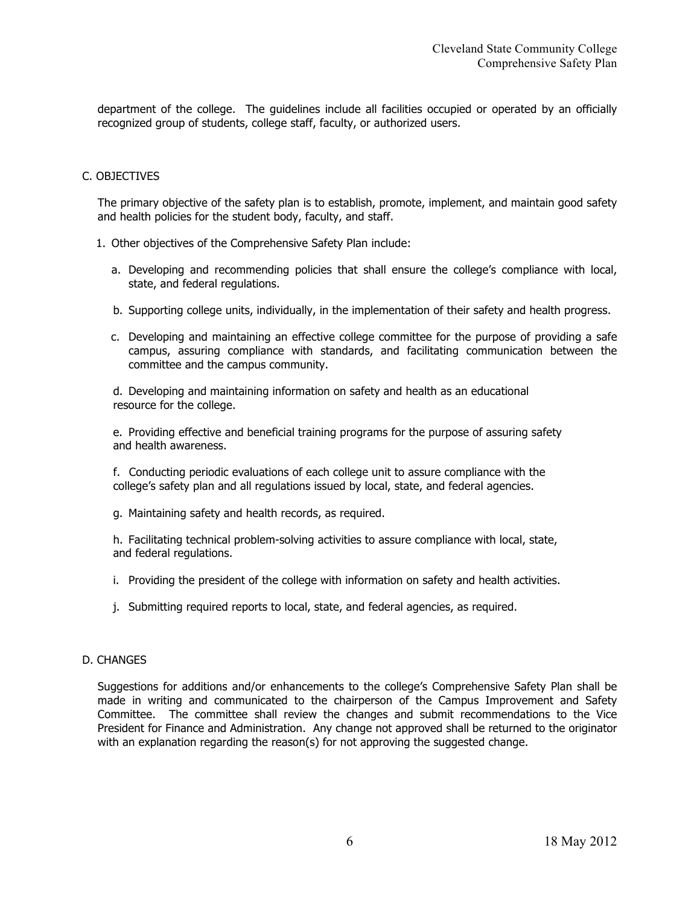department of the college. The guidelines include all facilities occupied or operated by an officially recognized group of students, college staff, faculty, or authorized users.

## C. OBJECTIVES

The primary objective of the safety plan is to establish, promote, implement, and maintain good safety and health policies for the student body, faculty, and staff.

1. Other objectives of the Comprehensive Safety Plan include:

   a. Developing and recommending policies that shall ensure the college's compliance with local, state, and federal regulations.

   b. Supporting college units, individually, in the implementation of their safety and health progress.

   c. Developing and maintaining an effective college committee for the purpose of providing a safe campus, assuring compliance with standards, and facilitating communication between the committee and the campus community.

   d. Developing and maintaining information on safety and health as an educational resource for the college.

   e. Providing effective and beneficial training programs for the purpose of assuring safety and health awareness.

   f. Conducting periodic evaluations of each college unit to assure compliance with the college's safety plan and all regulations issued by local, state, and federal agencies.

   g. Maintaining safety and health records, as required.

   h. Facilitating technical problem-solving activities to assure compliance with local, state, and federal regulations.

   i. Providing the president of the college with information on safety and health activities.

   j. Submitting required reports to local, state, and federal agencies, as required.

## D. CHANGES

Suggestions for additions and/or enhancements to the college's Comprehensive Safety Plan shall be made in writing and communicated to the chairperson of the Campus Improvement and Safety Committee. The committee shall review the changes and submit recommendations to the Vice President for Finance and Administration. Any change not approved shall be returned to the originator with an explanation regarding the reason(s) for not approving the suggested change.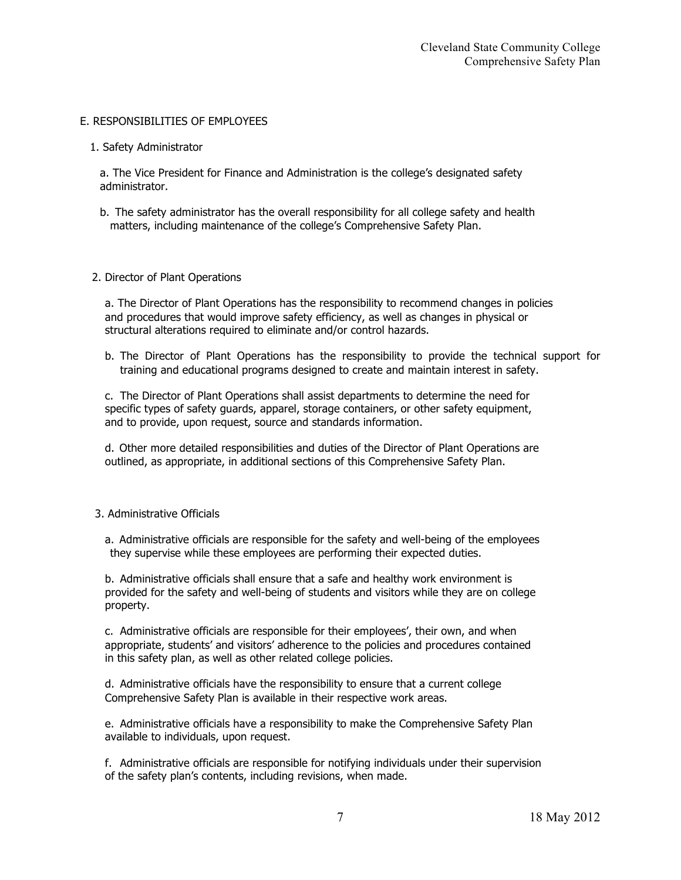## E. RESPONSIBILITIES OF EMPLOYEES

### 1. Safety Administrator

a. The Vice President for Finance and Administration is the college's designated safety administrator.

b. The safety administrator has the overall responsibility for all college safety and health matters, including maintenance of the college's Comprehensive Safety Plan.

### 2. Director of Plant Operations

a. The Director of Plant Operations has the responsibility to recommend changes in policies and procedures that would improve safety efficiency, as well as changes in physical or structural alterations required to eliminate and/or control hazards.

b. The Director of Plant Operations has the responsibility to provide the technical support for training and educational programs designed to create and maintain interest in safety.

c. The Director of Plant Operations shall assist departments to determine the need for specific types of safety guards, apparel, storage containers, or other safety equipment, and to provide, upon request, source and standards information.

d. Other more detailed responsibilities and duties of the Director of Plant Operations are outlined, as appropriate, in additional sections of this Comprehensive Safety Plan.

### 3. Administrative Officials

a. Administrative officials are responsible for the safety and well-being of the employees they supervise while these employees are performing their expected duties.

b. Administrative officials shall ensure that a safe and healthy work environment is provided for the safety and well-being of students and visitors while they are on college property.

c. Administrative officials are responsible for their employees', their own, and when appropriate, students' and visitors' adherence to the policies and procedures contained in this safety plan, as well as other related college policies.

d. Administrative officials have the responsibility to ensure that a current college Comprehensive Safety Plan is available in their respective work areas.

e. Administrative officials have a responsibility to make the Comprehensive Safety Plan available to individuals, upon request.

f. Administrative officials are responsible for notifying individuals under their supervision of the safety plan's contents, including revisions, when made.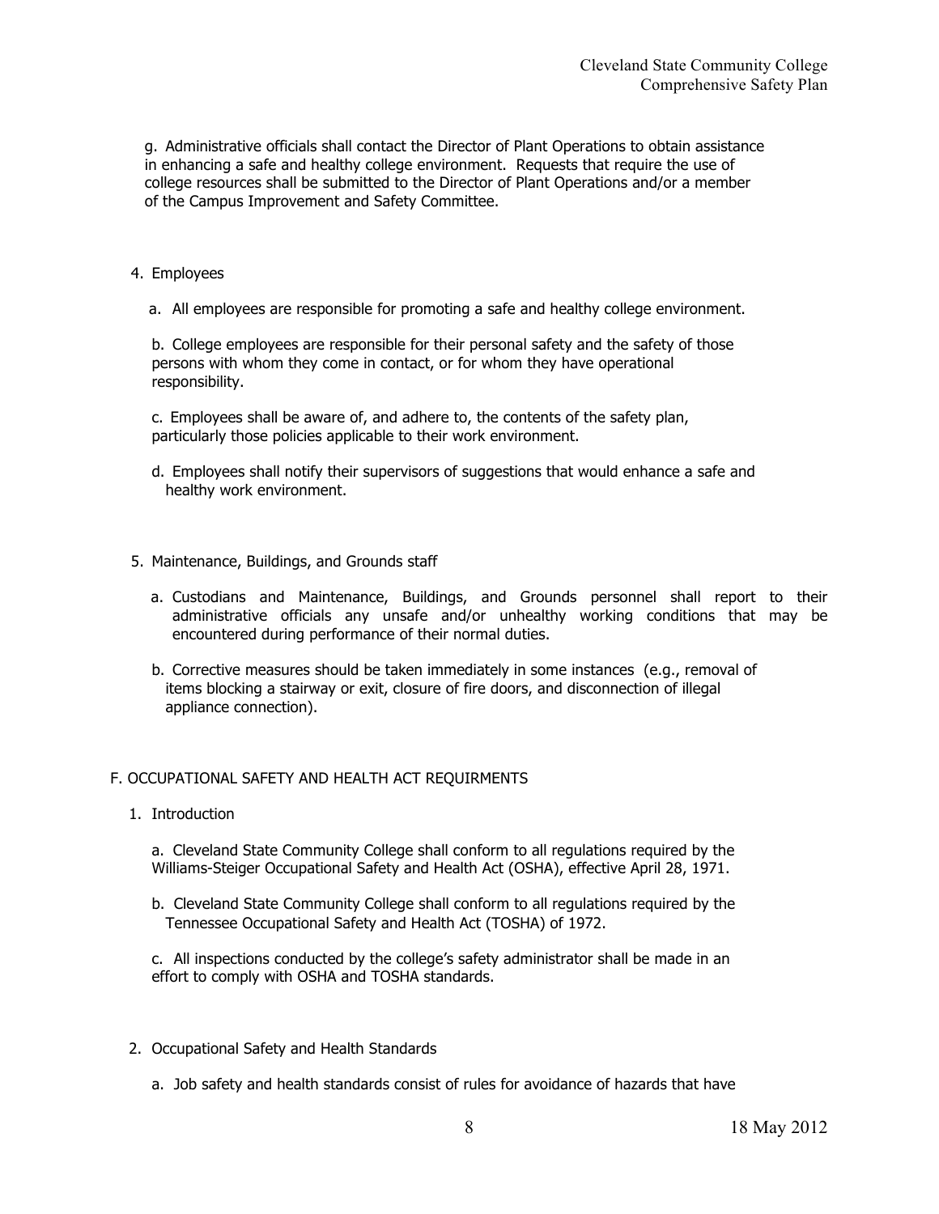g. Administrative officials shall contact the Director of Plant Operations to obtain assistance in enhancing a safe and healthy college environment. Requests that require the use of college resources shall be submitted to the Director of Plant Operations and/or a member of the Campus Improvement and Safety Committee.

4. Employees

   a. All employees are responsible for promoting a safe and healthy college environment.

   b. College employees are responsible for their personal safety and the safety of those persons with whom they come in contact, or for whom they have operational responsibility.

   c. Employees shall be aware of, and adhere to, the contents of the safety plan, particularly those policies applicable to their work environment.

   d. Employees shall notify their supervisors of suggestions that would enhance a safe and healthy work environment.

5. Maintenance, Buildings, and Grounds staff

   a. Custodians and Maintenance, Buildings, and Grounds personnel shall report to their administrative officials any unsafe and/or unhealthy working conditions that may be encountered during performance of their normal duties.

   b. Corrective measures should be taken immediately in some instances (e.g., removal of items blocking a stairway or exit, closure of fire doors, and disconnection of illegal appliance connection).

## F. OCCUPATIONAL SAFETY AND HEALTH ACT REQUIRMENTS

1. Introduction

   a. Cleveland State Community College shall conform to all regulations required by the Williams-Steiger Occupational Safety and Health Act (OSHA), effective April 28, 1971.

   b. Cleveland State Community College shall conform to all regulations required by the Tennessee Occupational Safety and Health Act (TOSHA) of 1972.

   c. All inspections conducted by the college's safety administrator shall be made in an effort to comply with OSHA and TOSHA standards.

2. Occupational Safety and Health Standards

   a. Job safety and health standards consist of rules for avoidance of hazards that have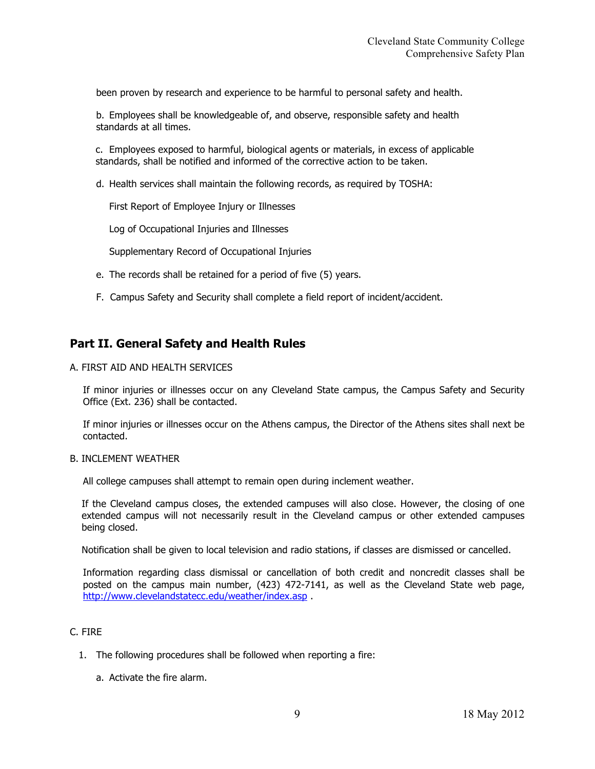been proven by research and experience to be harmful to personal safety and health.

b. Employees shall be knowledgeable of, and observe, responsible safety and health standards at all times.

c. Employees exposed to harmful, biological agents or materials, in excess of applicable standards, shall be notified and informed of the corrective action to be taken.

d. Health services shall maintain the following records, as required by TOSHA:

First Report of Employee Injury or Illnesses

Log of Occupational Injuries and Illnesses

Supplementary Record of Occupational Injuries

e. The records shall be retained for a period of five (5) years.

F. Campus Safety and Security shall complete a field report of incident/accident.

## Part II. General Safety and Health Rules

A. FIRST AID AND HEALTH SERVICES

If minor injuries or illnesses occur on any Cleveland State campus, the Campus Safety and Security Office (Ext. 236) shall be contacted.

If minor injuries or illnesses occur on the Athens campus, the Director of the Athens sites shall next be contacted.

B. INCLEMENT WEATHER

All college campuses shall attempt to remain open during inclement weather.

If the Cleveland campus closes, the extended campuses will also close. However, the closing of one extended campus will not necessarily result in the Cleveland campus or other extended campuses being closed.

Notification shall be given to local television and radio stations, if classes are dismissed or cancelled.

Information regarding class dismissal or cancellation of both credit and noncredit classes shall be posted on the campus main number, (423) 472-7141, as well as the Cleveland State web page, http://www.clevelandstatecc.edu/weather/index.asp .

C. FIRE

1. The following procedures shall be followed when reporting a fire:

   a. Activate the fire alarm.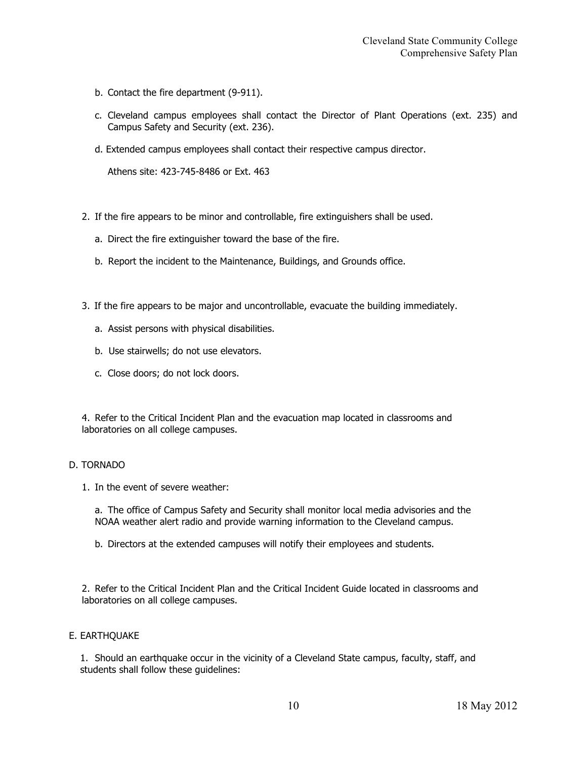b. Contact the fire department (9-911).

c. Cleveland campus employees shall contact the Director of Plant Operations (ext. 235) and Campus Safety and Security (ext. 236).

d. Extended campus employees shall contact their respective campus director.

Athens site: 423-745-8486 or Ext. 463

2. If the fire appears to be minor and controllable, fire extinguishers shall be used.

   a. Direct the fire extinguisher toward the base of the fire.

   b. Report the incident to the Maintenance, Buildings, and Grounds office.

3. If the fire appears to be major and uncontrollable, evacuate the building immediately.

   a. Assist persons with physical disabilities.

   b. Use stairwells; do not use elevators.

   c. Close doors; do not lock doors.

4. Refer to the Critical Incident Plan and the evacuation map located in classrooms and laboratories on all college campuses.

## D. TORNADO

1. In the event of severe weather:

   a. The office of Campus Safety and Security shall monitor local media advisories and the NOAA weather alert radio and provide warning information to the Cleveland campus.

   b. Directors at the extended campuses will notify their employees and students.

2. Refer to the Critical Incident Plan and the Critical Incident Guide located in classrooms and laboratories on all college campuses.

## E. EARTHQUAKE

1. Should an earthquake occur in the vicinity of a Cleveland State campus, faculty, staff, and students shall follow these guidelines: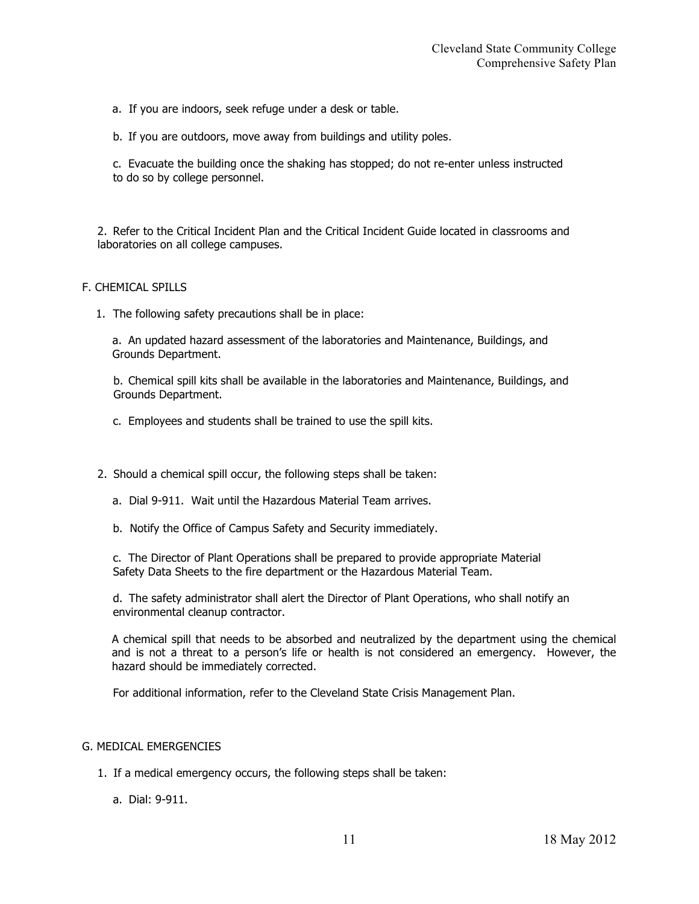a. If you are indoors, seek refuge under a desk or table.

b. If you are outdoors, move away from buildings and utility poles.

c. Evacuate the building once the shaking has stopped; do not re-enter unless instructed to do so by college personnel.

2. Refer to the Critical Incident Plan and the Critical Incident Guide located in classrooms and laboratories on all college campuses.

## F. CHEMICAL SPILLS

1. The following safety precautions shall be in place:

   a. An updated hazard assessment of the laboratories and Maintenance, Buildings, and Grounds Department.

   b. Chemical spill kits shall be available in the laboratories and Maintenance, Buildings, and Grounds Department.

   c. Employees and students shall be trained to use the spill kits.

2. Should a chemical spill occur, the following steps shall be taken:

   a. Dial 9-911. Wait until the Hazardous Material Team arrives.

   b. Notify the Office of Campus Safety and Security immediately.

   c. The Director of Plant Operations shall be prepared to provide appropriate Material Safety Data Sheets to the fire department or the Hazardous Material Team.

   d. The safety administrator shall alert the Director of Plant Operations, who shall notify an environmental cleanup contractor.

   A chemical spill that needs to be absorbed and neutralized by the department using the chemical and is not a threat to a person's life or health is not considered an emergency. However, the hazard should be immediately corrected.

   For additional information, refer to the Cleveland State Crisis Management Plan.

## G. MEDICAL EMERGENCIES

1. If a medical emergency occurs, the following steps shall be taken:

   a. Dial: 9-911.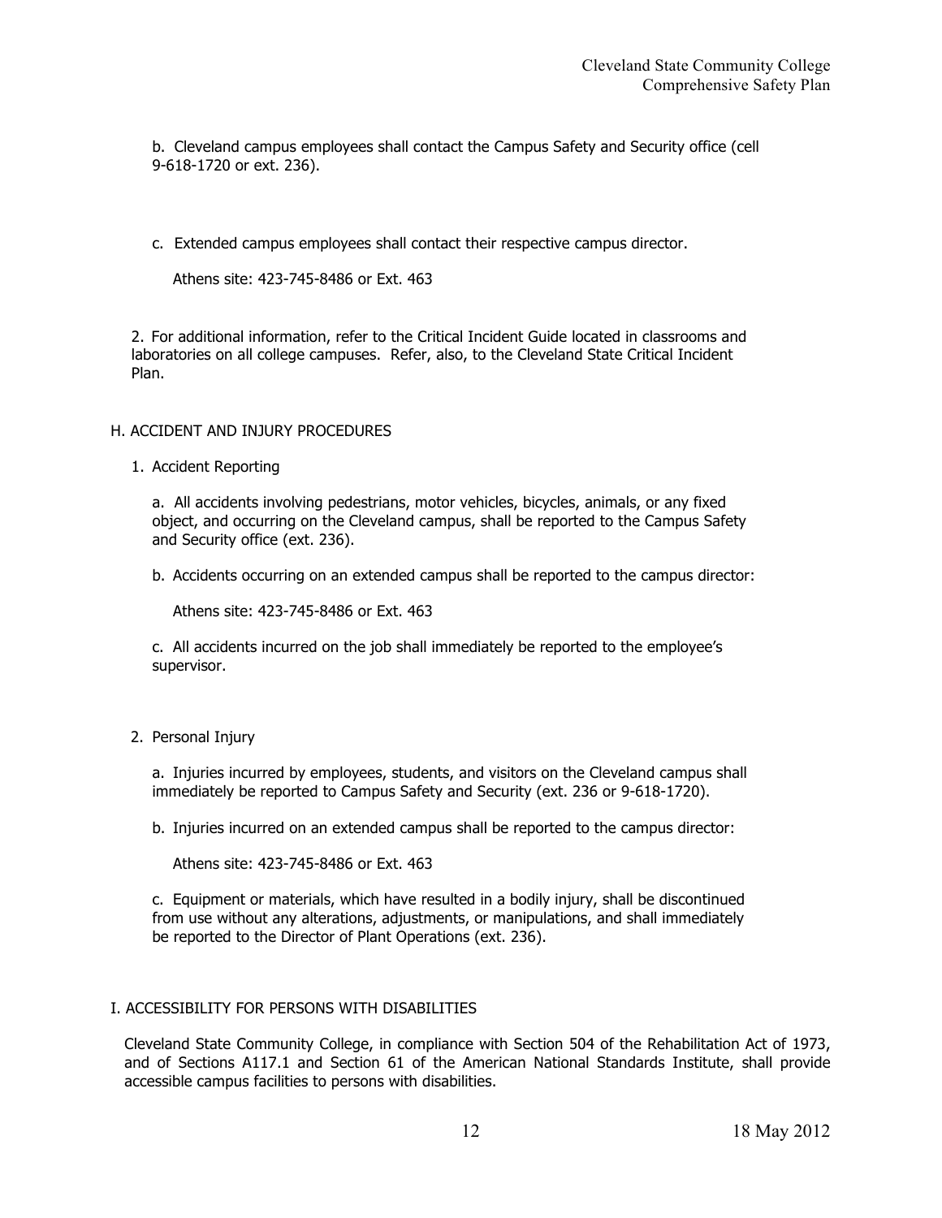b. Cleveland campus employees shall contact the Campus Safety and Security office (cell 9-618-1720 or ext. 236).

c. Extended campus employees shall contact their respective campus director.

Athens site: 423-745-8486 or Ext. 463

2. For additional information, refer to the Critical Incident Guide located in classrooms and laboratories on all college campuses. Refer, also, to the Cleveland State Critical Incident Plan.

## H. ACCIDENT AND INJURY PROCEDURES

1. Accident Reporting

a. All accidents involving pedestrians, motor vehicles, bicycles, animals, or any fixed object, and occurring on the Cleveland campus, shall be reported to the Campus Safety and Security office (ext. 236).

b. Accidents occurring on an extended campus shall be reported to the campus director:

Athens site: 423-745-8486 or Ext. 463

c. All accidents incurred on the job shall immediately be reported to the employee's supervisor.

2. Personal Injury

a. Injuries incurred by employees, students, and visitors on the Cleveland campus shall immediately be reported to Campus Safety and Security (ext. 236 or 9-618-1720).

b. Injuries incurred on an extended campus shall be reported to the campus director:

Athens site: 423-745-8486 or Ext. 463

c. Equipment or materials, which have resulted in a bodily injury, shall be discontinued from use without any alterations, adjustments, or manipulations, and shall immediately be reported to the Director of Plant Operations (ext. 236).

## I. ACCESSIBILITY FOR PERSONS WITH DISABILITIES

Cleveland State Community College, in compliance with Section 504 of the Rehabilitation Act of 1973, and of Sections A117.1 and Section 61 of the American National Standards Institute, shall provide accessible campus facilities to persons with disabilities.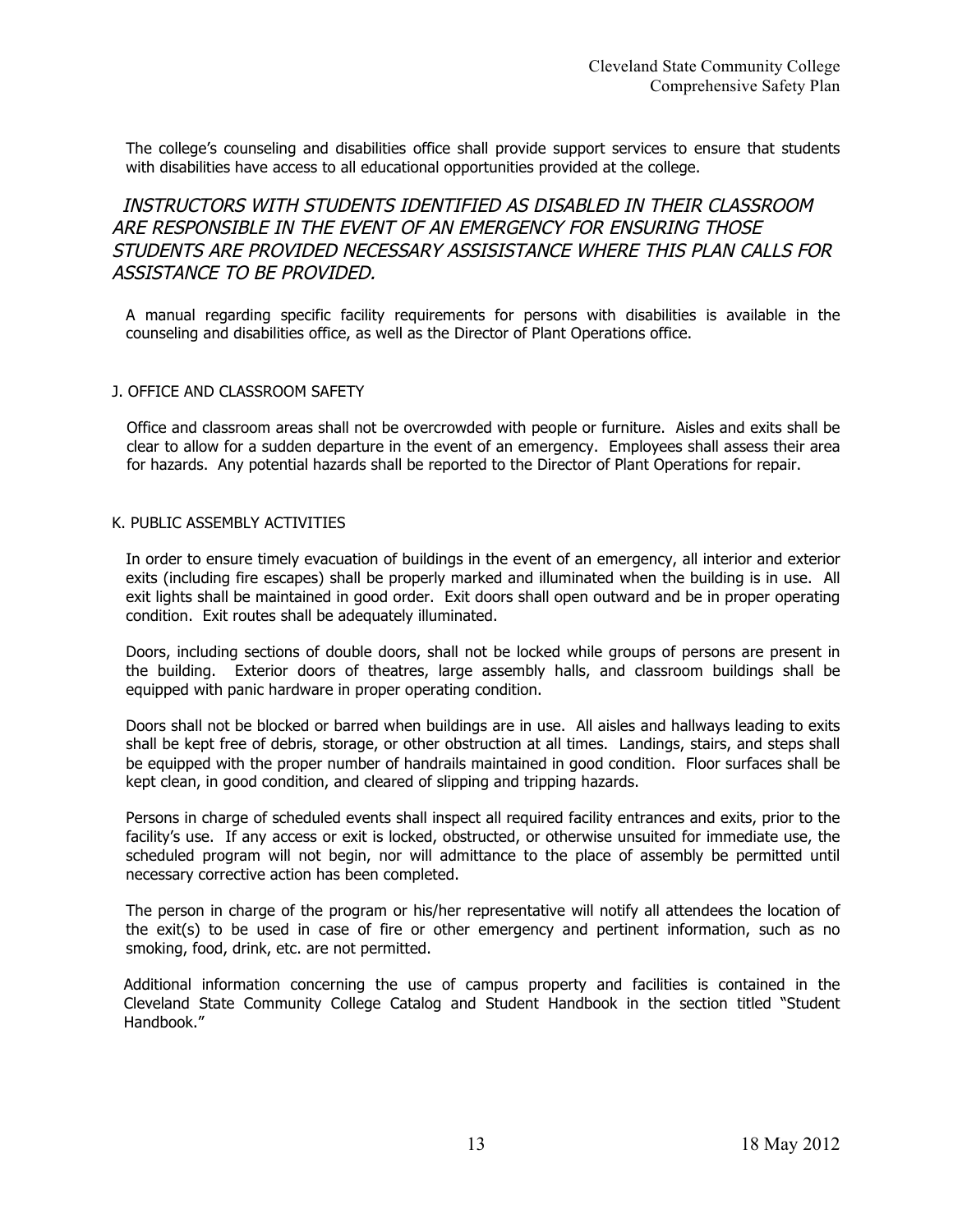The college's counseling and disabilities office shall provide support services to ensure that students with disabilities have access to all educational opportunities provided at the college.

*INSTRUCTORS WITH STUDENTS IDENTIFIED AS DISABLED IN THEIR CLASSROOM ARE RESPONSIBLE IN THE EVENT OF AN EMERGENCY FOR ENSURING THOSE STUDENTS ARE PROVIDED NECESSARY ASSISISTANCE WHERE THIS PLAN CALLS FOR ASSISTANCE TO BE PROVIDED.*

A manual regarding specific facility requirements for persons with disabilities is available in the counseling and disabilities office, as well as the Director of Plant Operations office.

## J. OFFICE AND CLASSROOM SAFETY

Office and classroom areas shall not be overcrowded with people or furniture. Aisles and exits shall be clear to allow for a sudden departure in the event of an emergency. Employees shall assess their area for hazards. Any potential hazards shall be reported to the Director of Plant Operations for repair.

## K. PUBLIC ASSEMBLY ACTIVITIES

In order to ensure timely evacuation of buildings in the event of an emergency, all interior and exterior exits (including fire escapes) shall be properly marked and illuminated when the building is in use. All exit lights shall be maintained in good order. Exit doors shall open outward and be in proper operating condition. Exit routes shall be adequately illuminated.

Doors, including sections of double doors, shall not be locked while groups of persons are present in the building. Exterior doors of theatres, large assembly halls, and classroom buildings shall be equipped with panic hardware in proper operating condition.

Doors shall not be blocked or barred when buildings are in use. All aisles and hallways leading to exits shall be kept free of debris, storage, or other obstruction at all times. Landings, stairs, and steps shall be equipped with the proper number of handrails maintained in good condition. Floor surfaces shall be kept clean, in good condition, and cleared of slipping and tripping hazards.

Persons in charge of scheduled events shall inspect all required facility entrances and exits, prior to the facility's use. If any access or exit is locked, obstructed, or otherwise unsuited for immediate use, the scheduled program will not begin, nor will admittance to the place of assembly be permitted until necessary corrective action has been completed.

The person in charge of the program or his/her representative will notify all attendees the location of the exit(s) to be used in case of fire or other emergency and pertinent information, such as no smoking, food, drink, etc. are not permitted.

Additional information concerning the use of campus property and facilities is contained in the Cleveland State Community College Catalog and Student Handbook in the section titled "Student Handbook."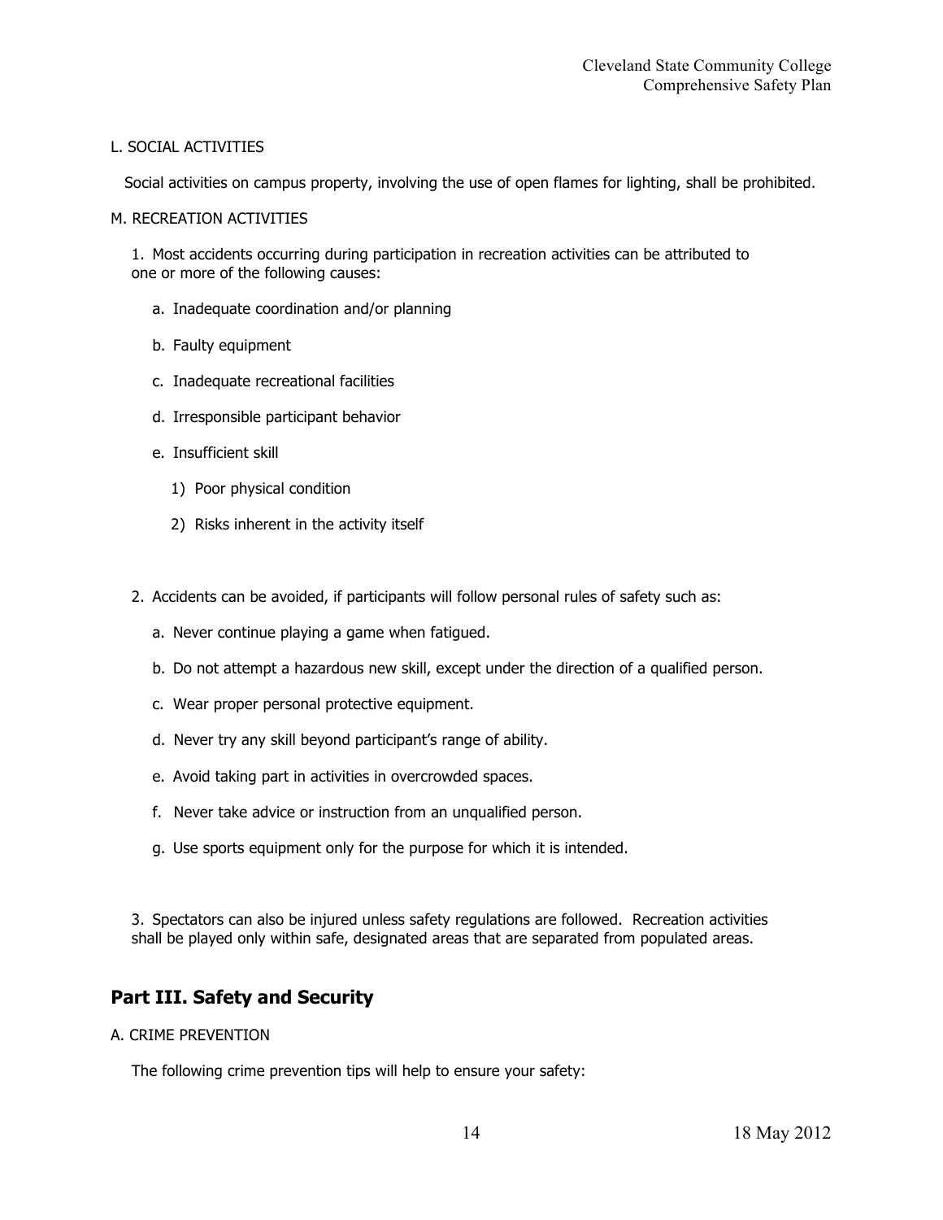L. SOCIAL ACTIVITIES

Social activities on campus property, involving the use of open flames for lighting, shall be prohibited.

M. RECREATION ACTIVITIES

1. Most accidents occurring during participation in recreation activities can be attributed to one or more of the following causes:

   a. Inadequate coordination and/or planning

   b. Faulty equipment

   c. Inadequate recreational facilities

   d. Irresponsible participant behavior

   e. Insufficient skill

      1) Poor physical condition

      2) Risks inherent in the activity itself

2. Accidents can be avoided, if participants will follow personal rules of safety such as:

   a. Never continue playing a game when fatigued.

   b. Do not attempt a hazardous new skill, except under the direction of a qualified person.

   c. Wear proper personal protective equipment.

   d. Never try any skill beyond participant's range of ability.

   e. Avoid taking part in activities in overcrowded spaces.

   f. Never take advice or instruction from an unqualified person.

   g. Use sports equipment only for the purpose for which it is intended.

3. Spectators can also be injured unless safety regulations are followed. Recreation activities shall be played only within safe, designated areas that are separated from populated areas.

## Part III. Safety and Security

A. CRIME PREVENTION

The following crime prevention tips will help to ensure your safety: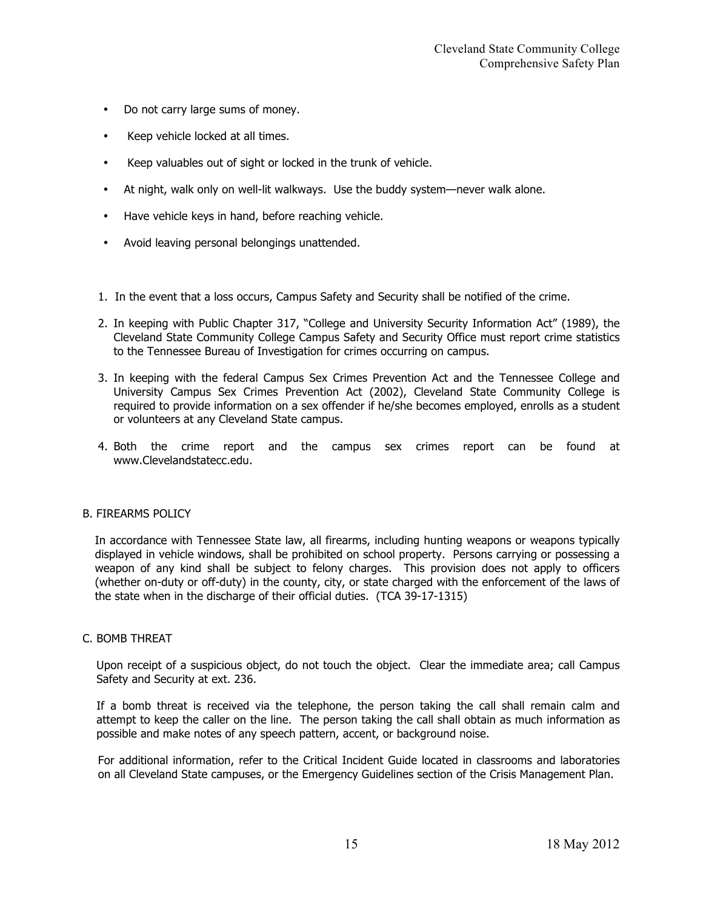- Do not carry large sums of money.
- Keep vehicle locked at all times.
- Keep valuables out of sight or locked in the trunk of vehicle.
- At night, walk only on well-lit walkways. Use the buddy system—never walk alone.
- Have vehicle keys in hand, before reaching vehicle.
- Avoid leaving personal belongings unattended.

1. In the event that a loss occurs, Campus Safety and Security shall be notified of the crime.
2. In keeping with Public Chapter 317, "College and University Security Information Act" (1989), the Cleveland State Community College Campus Safety and Security Office must report crime statistics to the Tennessee Bureau of Investigation for crimes occurring on campus.
3. In keeping with the federal Campus Sex Crimes Prevention Act and the Tennessee College and University Campus Sex Crimes Prevention Act (2002), Cleveland State Community College is required to provide information on a sex offender if he/she becomes employed, enrolls as a student or volunteers at any Cleveland State campus.
4. Both the crime report and the campus sex crimes report can be found at www.Clevelandstatecc.edu.

## B. FIREARMS POLICY

In accordance with Tennessee State law, all firearms, including hunting weapons or weapons typically displayed in vehicle windows, shall be prohibited on school property. Persons carrying or possessing a weapon of any kind shall be subject to felony charges. This provision does not apply to officers (whether on-duty or off-duty) in the county, city, or state charged with the enforcement of the laws of the state when in the discharge of their official duties. (TCA 39-17-1315)

## C. BOMB THREAT

Upon receipt of a suspicious object, do not touch the object. Clear the immediate area; call Campus Safety and Security at ext. 236.

If a bomb threat is received via the telephone, the person taking the call shall remain calm and attempt to keep the caller on the line. The person taking the call shall obtain as much information as possible and make notes of any speech pattern, accent, or background noise.

For additional information, refer to the Critical Incident Guide located in classrooms and laboratories on all Cleveland State campuses, or the Emergency Guidelines section of the Crisis Management Plan.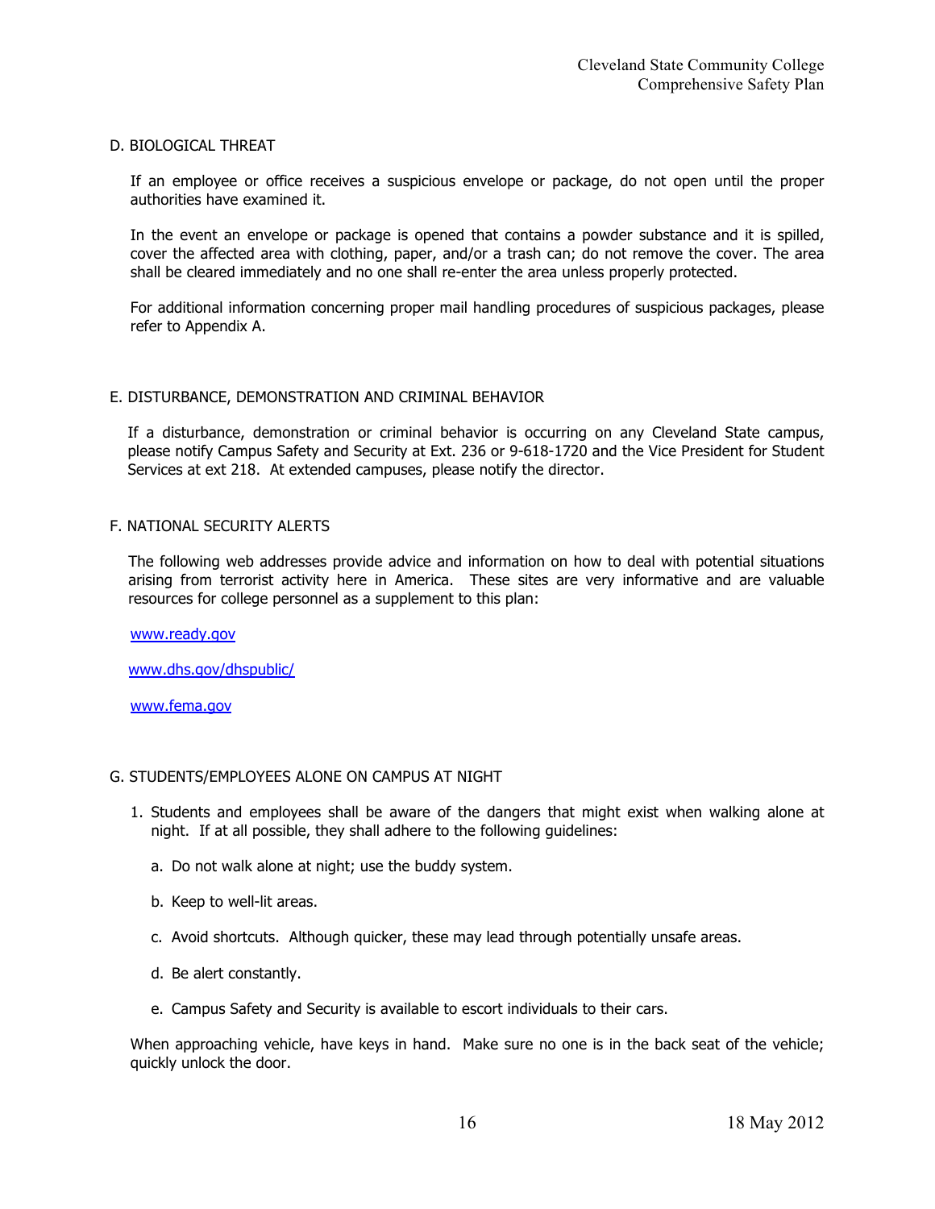## D. BIOLOGICAL THREAT

If an employee or office receives a suspicious envelope or package, do not open until the proper authorities have examined it.

In the event an envelope or package is opened that contains a powder substance and it is spilled, cover the affected area with clothing, paper, and/or a trash can; do not remove the cover. The area shall be cleared immediately and no one shall re-enter the area unless properly protected.

For additional information concerning proper mail handling procedures of suspicious packages, please refer to Appendix A.

## E. DISTURBANCE, DEMONSTRATION AND CRIMINAL BEHAVIOR

If a disturbance, demonstration or criminal behavior is occurring on any Cleveland State campus, please notify Campus Safety and Security at Ext. 236 or 9-618-1720 and the Vice President for Student Services at ext 218. At extended campuses, please notify the director.

## F. NATIONAL SECURITY ALERTS

The following web addresses provide advice and information on how to deal with potential situations arising from terrorist activity here in America. These sites are very informative and are valuable resources for college personnel as a supplement to this plan:

www.ready.gov

www.dhs.gov/dhspublic/

www.fema.gov

## G. STUDENTS/EMPLOYEES ALONE ON CAMPUS AT NIGHT

1. Students and employees shall be aware of the dangers that might exist when walking alone at night. If at all possible, they shall adhere to the following guidelines:

   a. Do not walk alone at night; use the buddy system.

   b. Keep to well-lit areas.

   c. Avoid shortcuts. Although quicker, these may lead through potentially unsafe areas.

   d. Be alert constantly.

   e. Campus Safety and Security is available to escort individuals to their cars.

When approaching vehicle, have keys in hand. Make sure no one is in the back seat of the vehicle; quickly unlock the door.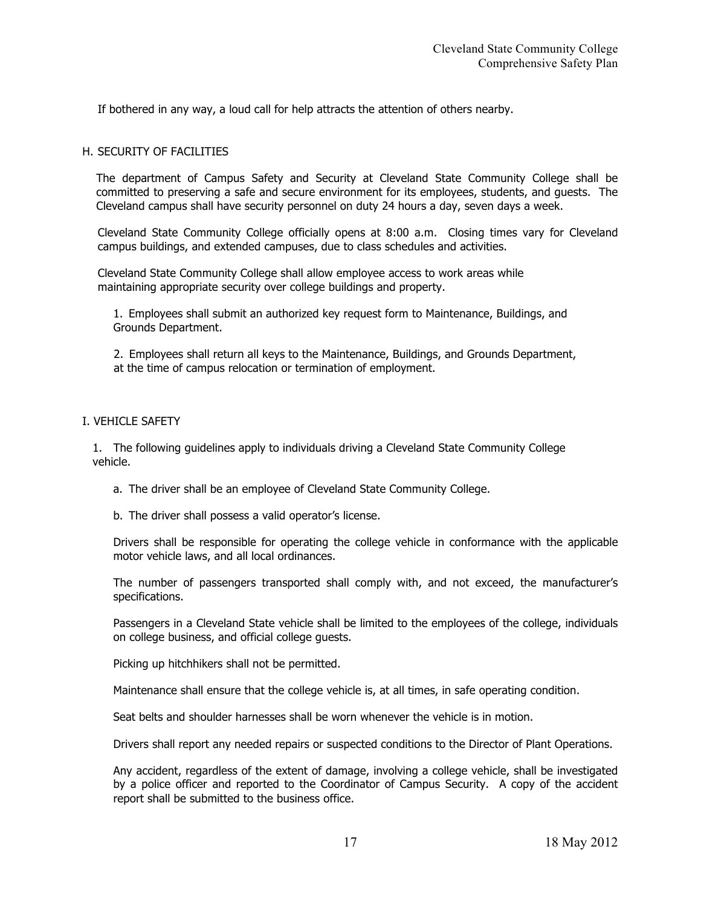If bothered in any way, a loud call for help attracts the attention of others nearby.

## H. SECURITY OF FACILITIES

The department of Campus Safety and Security at Cleveland State Community College shall be committed to preserving a safe and secure environment for its employees, students, and guests. The Cleveland campus shall have security personnel on duty 24 hours a day, seven days a week.

Cleveland State Community College officially opens at 8:00 a.m. Closing times vary for Cleveland campus buildings, and extended campuses, due to class schedules and activities.

Cleveland State Community College shall allow employee access to work areas while maintaining appropriate security over college buildings and property.

1. Employees shall submit an authorized key request form to Maintenance, Buildings, and Grounds Department.

2. Employees shall return all keys to the Maintenance, Buildings, and Grounds Department, at the time of campus relocation or termination of employment.

## I. VEHICLE SAFETY

1. The following guidelines apply to individuals driving a Cleveland State Community College vehicle.

   a. The driver shall be an employee of Cleveland State Community College.

   b. The driver shall possess a valid operator's license.

   Drivers shall be responsible for operating the college vehicle in conformance with the applicable motor vehicle laws, and all local ordinances.

   The number of passengers transported shall comply with, and not exceed, the manufacturer's specifications.

   Passengers in a Cleveland State vehicle shall be limited to the employees of the college, individuals on college business, and official college guests.

   Picking up hitchhikers shall not be permitted.

   Maintenance shall ensure that the college vehicle is, at all times, in safe operating condition.

   Seat belts and shoulder harnesses shall be worn whenever the vehicle is in motion.

   Drivers shall report any needed repairs or suspected conditions to the Director of Plant Operations.

   Any accident, regardless of the extent of damage, involving a college vehicle, shall be investigated by a police officer and reported to the Coordinator of Campus Security. A copy of the accident report shall be submitted to the business office.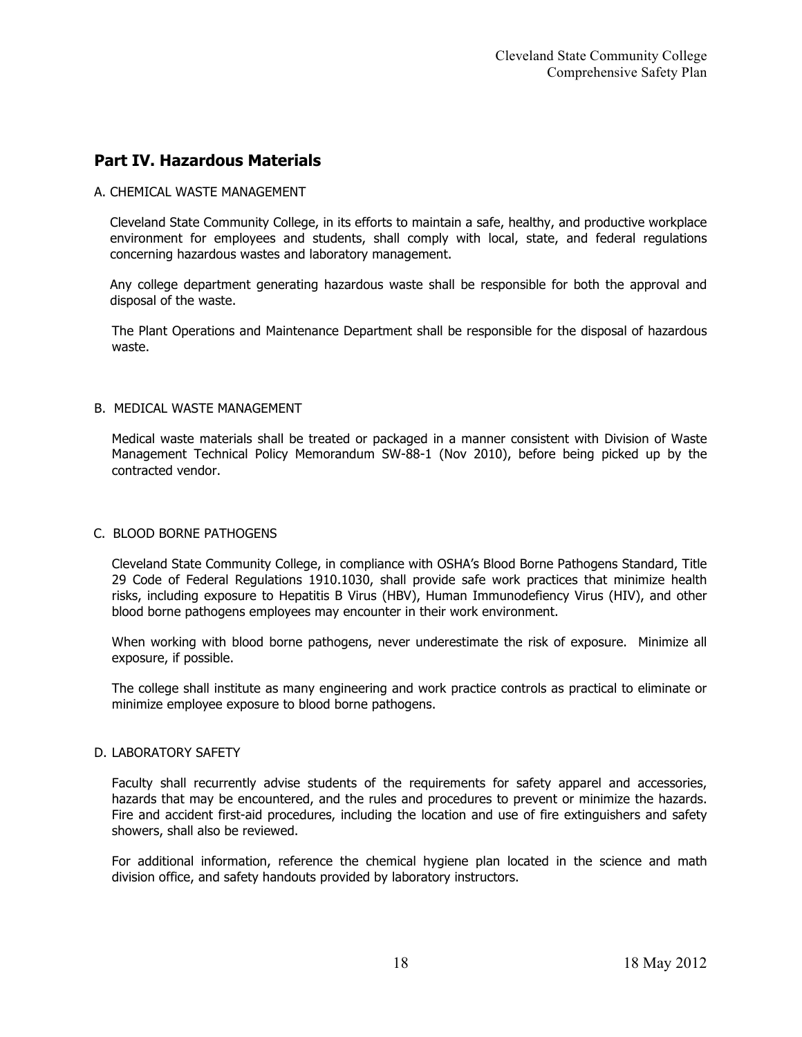## Part IV. Hazardous Materials

### A. CHEMICAL WASTE MANAGEMENT

Cleveland State Community College, in its efforts to maintain a safe, healthy, and productive workplace environment for employees and students, shall comply with local, state, and federal regulations concerning hazardous wastes and laboratory management.

Any college department generating hazardous waste shall be responsible for both the approval and disposal of the waste.

The Plant Operations and Maintenance Department shall be responsible for the disposal of hazardous waste.

### B. MEDICAL WASTE MANAGEMENT

Medical waste materials shall be treated or packaged in a manner consistent with Division of Waste Management Technical Policy Memorandum SW-88-1 (Nov 2010), before being picked up by the contracted vendor.

### C. BLOOD BORNE PATHOGENS

Cleveland State Community College, in compliance with OSHA's Blood Borne Pathogens Standard, Title 29 Code of Federal Regulations 1910.1030, shall provide safe work practices that minimize health risks, including exposure to Hepatitis B Virus (HBV), Human Immunodefiency Virus (HIV), and other blood borne pathogens employees may encounter in their work environment.

When working with blood borne pathogens, never underestimate the risk of exposure. Minimize all exposure, if possible.

The college shall institute as many engineering and work practice controls as practical to eliminate or minimize employee exposure to blood borne pathogens.

### D. LABORATORY SAFETY

Faculty shall recurrently advise students of the requirements for safety apparel and accessories, hazards that may be encountered, and the rules and procedures to prevent or minimize the hazards. Fire and accident first-aid procedures, including the location and use of fire extinguishers and safety showers, shall also be reviewed.

For additional information, reference the chemical hygiene plan located in the science and math division office, and safety handouts provided by laboratory instructors.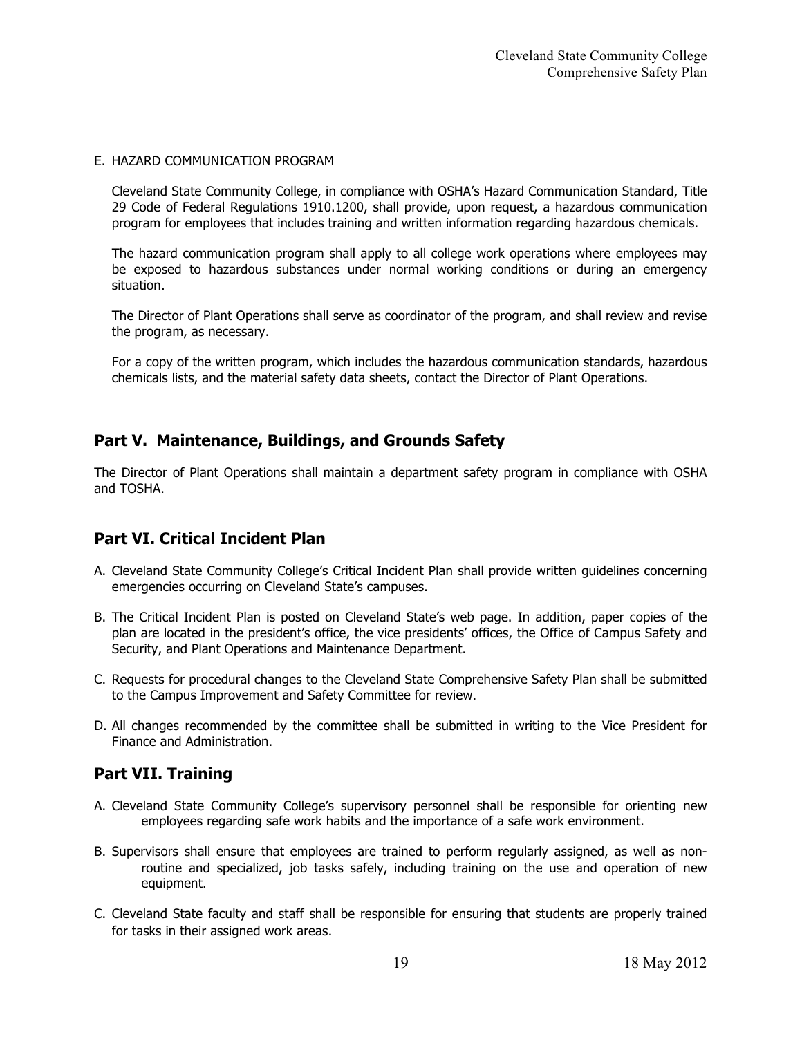E. HAZARD COMMUNICATION PROGRAM

Cleveland State Community College, in compliance with OSHA's Hazard Communication Standard, Title 29 Code of Federal Regulations 1910.1200, shall provide, upon request, a hazardous communication program for employees that includes training and written information regarding hazardous chemicals.

The hazard communication program shall apply to all college work operations where employees may be exposed to hazardous substances under normal working conditions or during an emergency situation.

The Director of Plant Operations shall serve as coordinator of the program, and shall review and revise the program, as necessary.

For a copy of the written program, which includes the hazardous communication standards, hazardous chemicals lists, and the material safety data sheets, contact the Director of Plant Operations.

## Part V. Maintenance, Buildings, and Grounds Safety

The Director of Plant Operations shall maintain a department safety program in compliance with OSHA and TOSHA.

## Part VI. Critical Incident Plan

A. Cleveland State Community College's Critical Incident Plan shall provide written guidelines concerning emergencies occurring on Cleveland State's campuses.

B. The Critical Incident Plan is posted on Cleveland State's web page. In addition, paper copies of the plan are located in the president's office, the vice presidents' offices, the Office of Campus Safety and Security, and Plant Operations and Maintenance Department.

C. Requests for procedural changes to the Cleveland State Comprehensive Safety Plan shall be submitted to the Campus Improvement and Safety Committee for review.

D. All changes recommended by the committee shall be submitted in writing to the Vice President for Finance and Administration.

## Part VII. Training

A. Cleveland State Community College's supervisory personnel shall be responsible for orienting new employees regarding safe work habits and the importance of a safe work environment.

B. Supervisors shall ensure that employees are trained to perform regularly assigned, as well as non-routine and specialized, job tasks safely, including training on the use and operation of new equipment.

C. Cleveland State faculty and staff shall be responsible for ensuring that students are properly trained for tasks in their assigned work areas.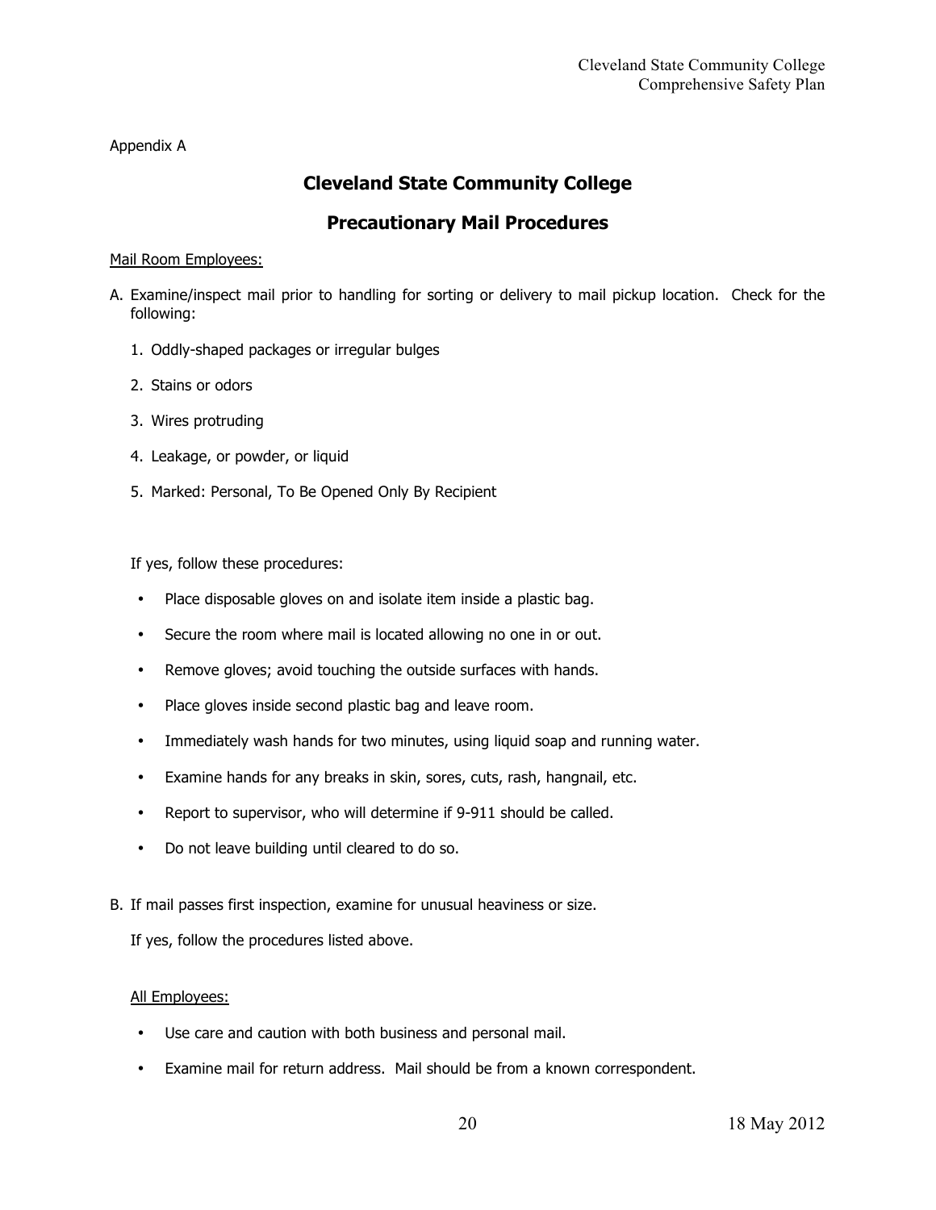Appendix A

# Cleveland State Community College

## Precautionary Mail Procedures

Mail Room Employees:

A. Examine/inspect mail prior to handling for sorting or delivery to mail pickup location. Check for the following:

   1. Oddly-shaped packages or irregular bulges
   2. Stains or odors
   3. Wires protruding
   4. Leakage, or powder, or liquid
   5. Marked: Personal, To Be Opened Only By Recipient

   If yes, follow these procedures:

   - Place disposable gloves on and isolate item inside a plastic bag.
   - Secure the room where mail is located allowing no one in or out.
   - Remove gloves; avoid touching the outside surfaces with hands.
   - Place gloves inside second plastic bag and leave room.
   - Immediately wash hands for two minutes, using liquid soap and running water.
   - Examine hands for any breaks in skin, sores, cuts, rash, hangnail, etc.
   - Report to supervisor, who will determine if 9-911 should be called.
   - Do not leave building until cleared to do so.

B. If mail passes first inspection, examine for unusual heaviness or size.

   If yes, follow the procedures listed above.

All Employees:

- Use care and caution with both business and personal mail.
- Examine mail for return address. Mail should be from a known correspondent.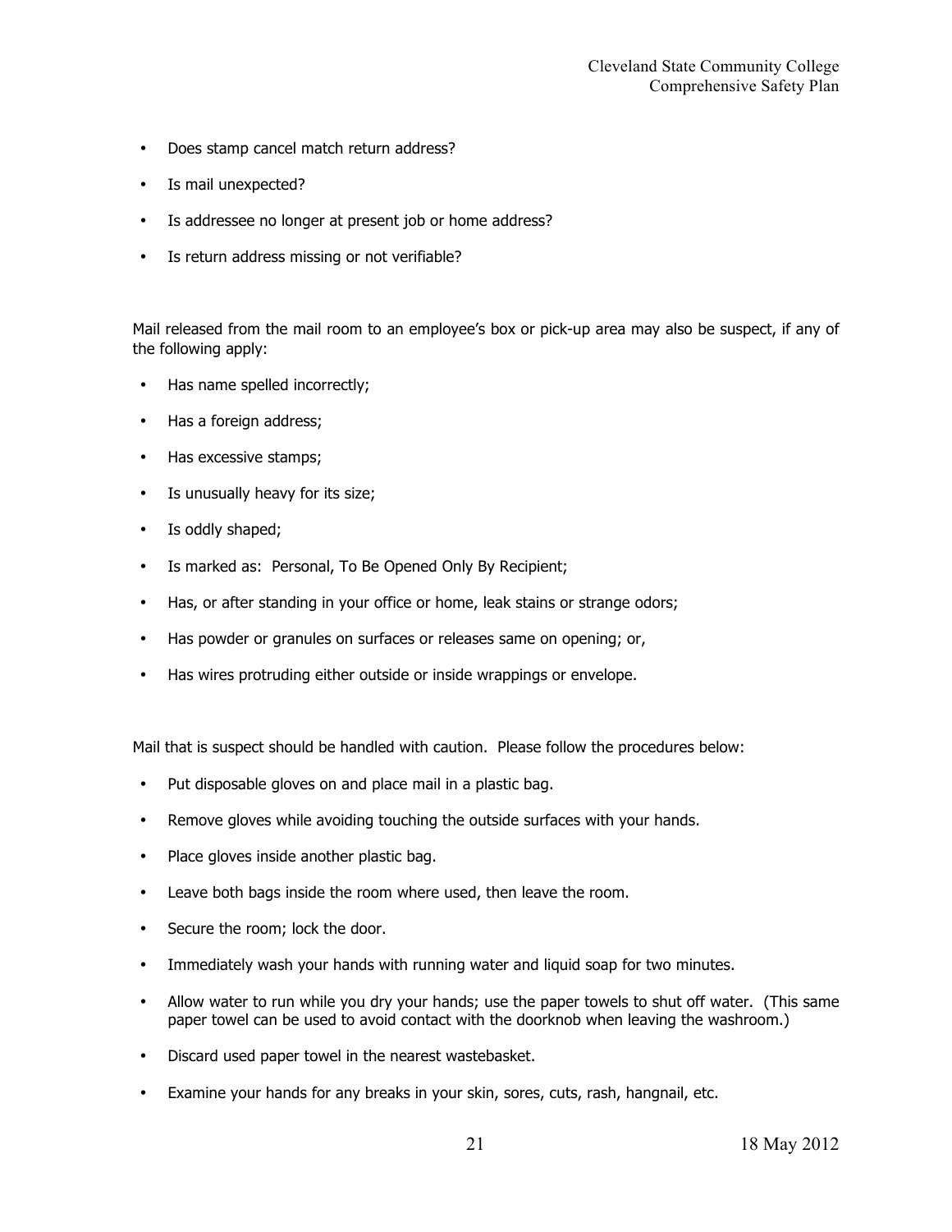- Does stamp cancel match return address?
- Is mail unexpected?
- Is addressee no longer at present job or home address?
- Is return address missing or not verifiable?

Mail released from the mail room to an employee's box or pick-up area may also be suspect, if any of the following apply:

- Has name spelled incorrectly;
- Has a foreign address;
- Has excessive stamps;
- Is unusually heavy for its size;
- Is oddly shaped;
- Is marked as: Personal, To Be Opened Only By Recipient;
- Has, or after standing in your office or home, leak stains or strange odors;
- Has powder or granules on surfaces or releases same on opening; or,
- Has wires protruding either outside or inside wrappings or envelope.

Mail that is suspect should be handled with caution. Please follow the procedures below:

- Put disposable gloves on and place mail in a plastic bag.
- Remove gloves while avoiding touching the outside surfaces with your hands.
- Place gloves inside another plastic bag.
- Leave both bags inside the room where used, then leave the room.
- Secure the room; lock the door.
- Immediately wash your hands with running water and liquid soap for two minutes.
- Allow water to run while you dry your hands; use the paper towels to shut off water. (This same paper towel can be used to avoid contact with the doorknob when leaving the washroom.)
- Discard used paper towel in the nearest wastebasket.
- Examine your hands for any breaks in your skin, sores, cuts, rash, hangnail, etc.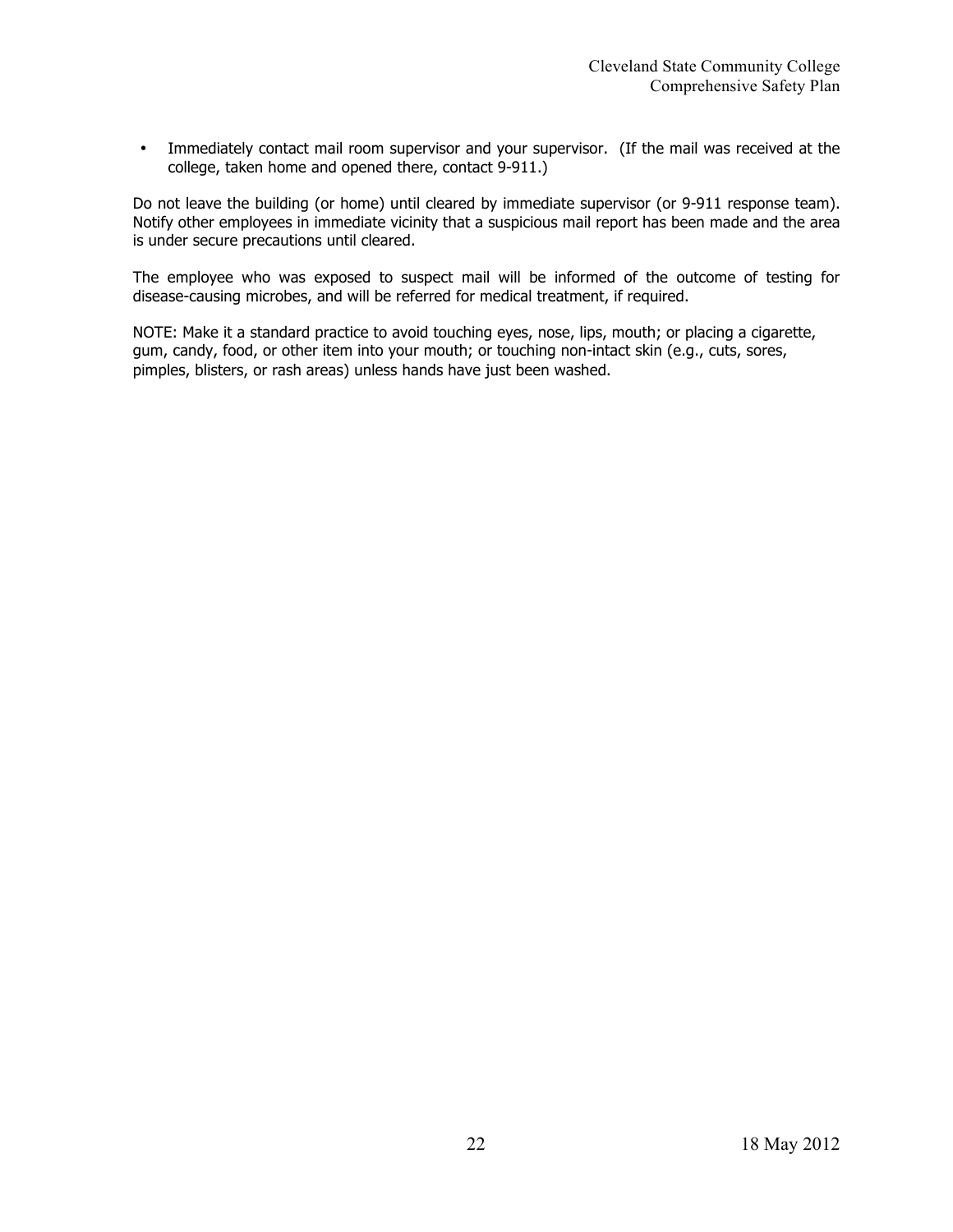- Immediately contact mail room supervisor and your supervisor. (If the mail was received at the college, taken home and opened there, contact 9-911.)

Do not leave the building (or home) until cleared by immediate supervisor (or 9-911 response team). Notify other employees in immediate vicinity that a suspicious mail report has been made and the area is under secure precautions until cleared.

The employee who was exposed to suspect mail will be informed of the outcome of testing for disease-causing microbes, and will be referred for medical treatment, if required.

NOTE: Make it a standard practice to avoid touching eyes, nose, lips, mouth; or placing a cigarette, gum, candy, food, or other item into your mouth; or touching non-intact skin (e.g., cuts, sores, pimples, blisters, or rash areas) unless hands have just been washed.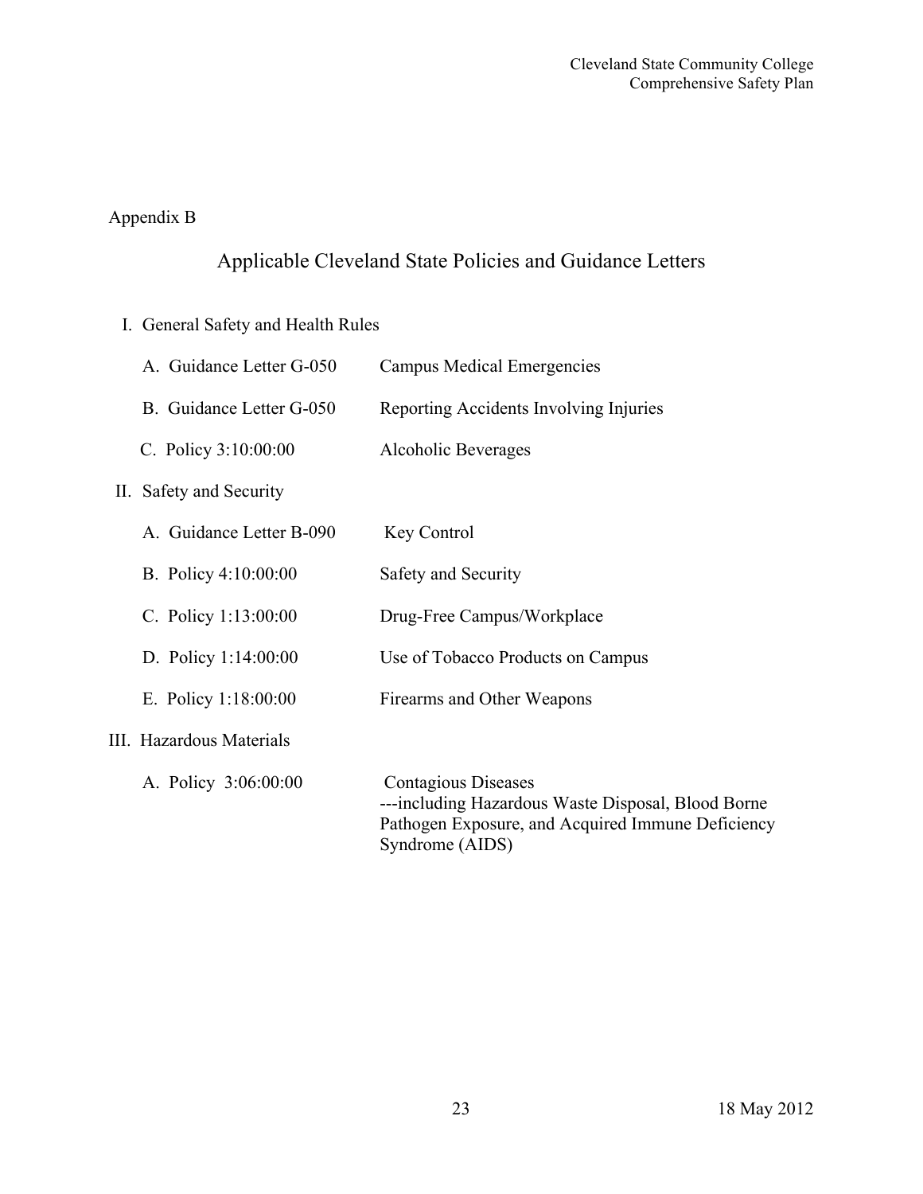Appendix B

## Applicable Cleveland State Policies and Guidance Letters

I. General Safety and Health Rules

- A. Guidance Letter G-050 — Campus Medical Emergencies
- B. Guidance Letter G-050 — Reporting Accidents Involving Injuries
- C. Policy 3:10:00:00 — Alcoholic Beverages

II. Safety and Security

- A. Guidance Letter B-090 — Key Control
- B. Policy 4:10:00:00 — Safety and Security
- C. Policy 1:13:00:00 — Drug-Free Campus/Workplace
- D. Policy 1:14:00:00 — Use of Tobacco Products on Campus
- E. Policy 1:18:00:00 — Firearms and Other Weapons

III. Hazardous Materials

- A. Policy 3:06:00:00 — Contagious Diseases ---including Hazardous Waste Disposal, Blood Borne Pathogen Exposure, and Acquired Immune Deficiency Syndrome (AIDS)